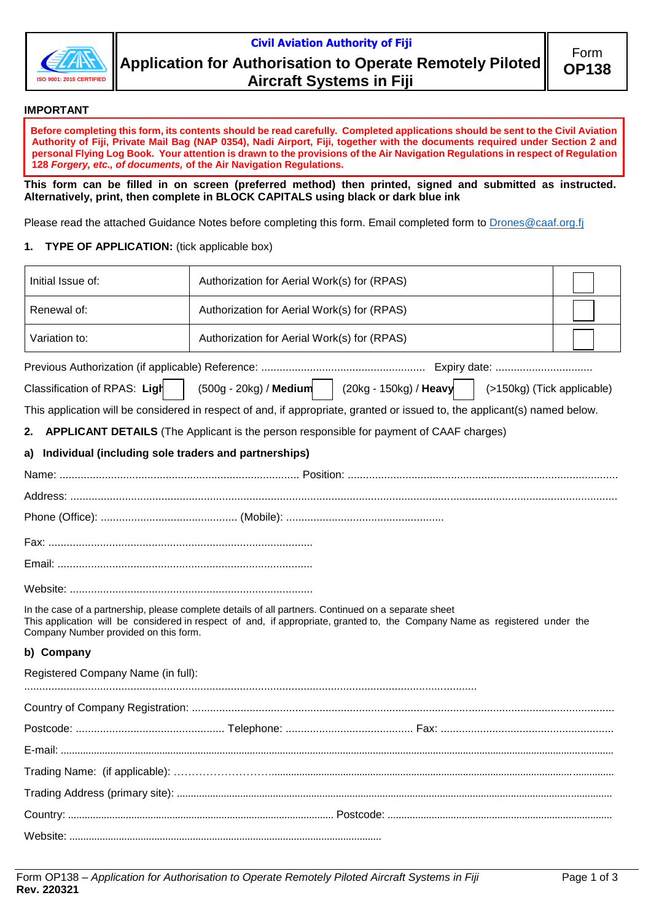Civil Aviation Authority of Fiji

# Application for Authorisation to Operate Remotely Piloted Aircraft Systems in Fiji

Form **OP138**

**IMPORTANT**

**Before completing this form, its contents should be read carefully. Completed applications should be sent to the Civil Aviation Authority of Fiji, Private Mail Bag (NAP 0354), Nadi Airport, Fiji, together with the documents required under Section 2 and personal Flying Log Book. Your attention is drawn to the provisions of the Air Navigation Regulations in respect of Regulation 128 *Forgery, etc., of documents,* of the Air Navigation Regulations.**

**This form can be filled in on screen (preferred method) then printed, signed and submitted as instructed. Alternatively, print, then complete in BLOCK CAPITALS using black or dark blue ink**

Please read the attached Guidance Notes before completing this form. Email completed form to Drones@caaf.org.fj

**1. TYPE OF APPLICATION:** (tick applicable box)

| | | |
|---|---|---|
| Initial Issue of: | Authorization for Aerial Work(s) for (RPAS) | ☐ |
| Renewal of: | Authorization for Aerial Work(s) for (RPAS) | ☐ |
| Variation to: | Authorization for Aerial Work(s) for (RPAS) | ☐ |

Previous Authorization (if applicable) Reference: ...................................................... Expiry date: ................................

Classification of RPAS: **Ligh** ☐ (500g - 20kg) / **Medium** ☐ (20kg - 150kg) / **Heavy** ☐ (>150kg) (Tick applicable)

This application will be considered in respect of and, if appropriate, granted or issued to, the applicant(s) named below.

**2. APPLICANT DETAILS** (The Applicant is the person responsible for payment of CAAF charges)

**a) Individual (including sole traders and partnerships)**

Name: .............................................................................. Position: .......................................................................................

Address: .........................................................................................................................................................................

Phone (Office): ............................................ (Mobile): ...................................................

Fax: .......................................................................................

Email: ...................................................................................

Website: ................................................................................

In the case of a partnership, please complete details of all partners. Continued on a separate sheet
This application will be considered in respect of and, if appropriate, granted to, the Company Name as registered under the Company Number provided on this form.

**b) Company**

Registered Company Name (in full):

......................................................................................................................................................

Country of Company Registration: ..........................................................................................................................

Postcode: ................................................ Telephone: .......................................... Fax: .........................................................

E-mail: ..............................................................................................................................................................................

Trading Name: (if applicable): ……………………….......................................................................................................

Trading Address (primary site): ..................................................................................................................................

Country: ............................................................................................ Postcode: ................................................................

Website: ................................................................................................................

Form OP138 – *Application for Authorisation to Operate Remotely Piloted Aircraft Systems in Fiji*
**Rev. 220321**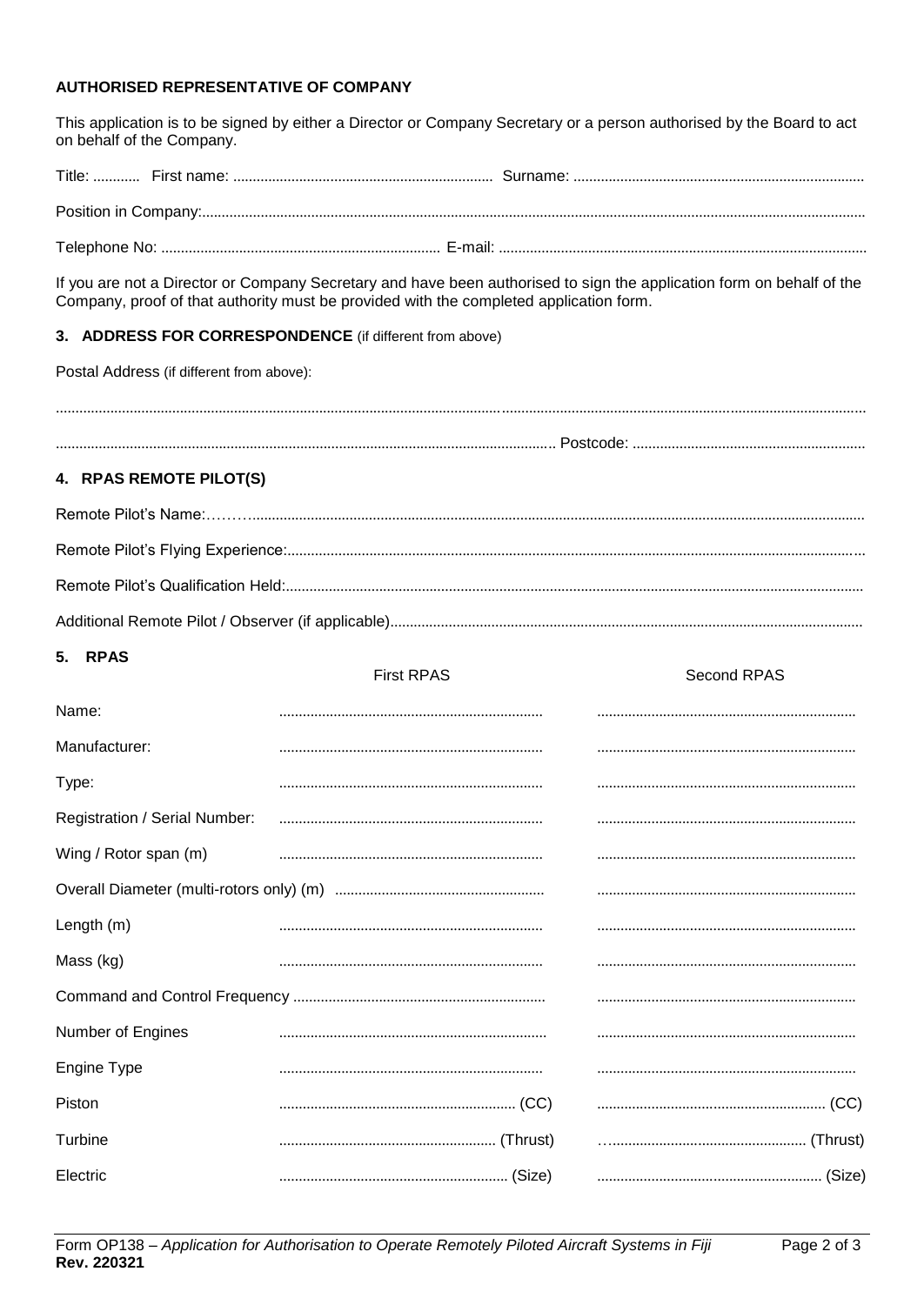**AUTHORISED REPRESENTATIVE OF COMPANY**

This application is to be signed by either a Director or Company Secretary or a person authorised by the Board to act on behalf of the Company.

Title: ............ First name: ................................................................... Surname: ..........................................................................

Position in Company:..........................................................................................................................................................................

Telephone No: ....................................................................... E-mail: ..............................................................................................

If you are not a Director or Company Secretary and have been authorised to sign the application form on behalf of the Company, proof of that authority must be provided with the completed application form.

## 3. ADDRESS FOR CORRESPONDENCE (if different from above)

Postal Address (if different from above):

..................................................................................................................................................................................................

.................................................................................................................................. Postcode: ............................................................

## 4. RPAS REMOTE PILOT(S)

Remote Pilot's Name:………..............................................................................................................................................................

Remote Pilot's Flying Experience:.....................................................................................................................................................

Remote Pilot's Qualification Held:.....................................................................................................................................................

Additional Remote Pilot / Observer (if applicable)..........................................................................................................................

## 5. RPAS

| | First RPAS | Second RPAS |
|---|---|---|
| Name: | .................................................................... | .................................................................. |
| Manufacturer: | .................................................................... | .................................................................. |
| Type: | .................................................................... | .................................................................. |
| Registration / Serial Number: | .................................................................... | .................................................................. |
| Wing / Rotor span (m) | .................................................................... | .................................................................. |
| Overall Diameter (multi-rotors only) (m) | ...................................................... | .................................................................. |
| Length (m) | .................................................................... | .................................................................. |
| Mass (kg) | .................................................................... | .................................................................. |
| Command and Control Frequency | ................................................................. | .................................................................. |
| Number of Engines | ..................................................................... | .................................................................. |
| Engine Type | .................................................................... | .................................................................. |
| Piston | ............................................................ (CC) | .......................................................... (CC) |
| Turbine | ....................................................... (Thrust) | …................................................ (Thrust) |
| Electric | .......................................................... (Size) | ......................................................... (Size) |

Form OP138 – *Application for Authorisation to Operate Remotely Piloted Aircraft Systems in Fiji*
**Rev. 220321**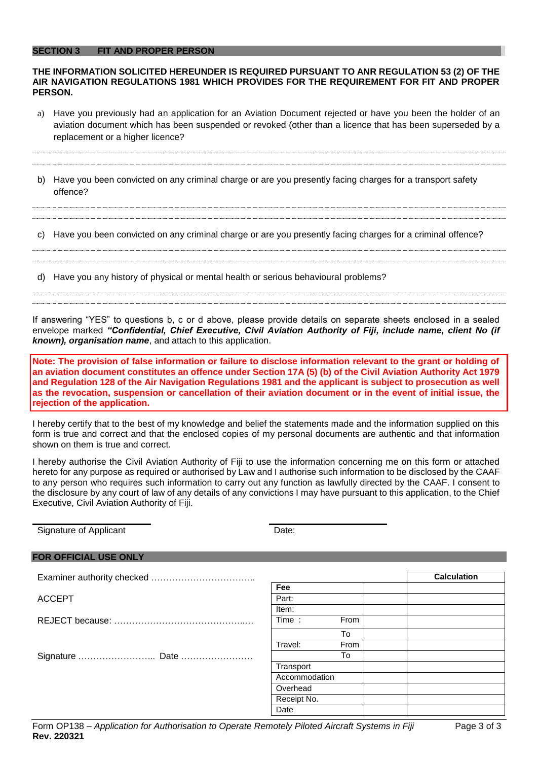## SECTION 3 FIT AND PROPER PERSON

**THE INFORMATION SOLICITED HEREUNDER IS REQUIRED PURSUANT TO ANR REGULATION 53 (2) OF THE AIR NAVIGATION REGULATIONS 1981 WHICH PROVIDES FOR THE REQUIREMENT FOR FIT AND PROPER PERSON.**

a) Have you previously had an application for an Aviation Document rejected or have you been the holder of an aviation document which has been suspended or revoked (other than a licence that has been superseded by a replacement or a higher licence?

b) Have you been convicted on any criminal charge or are you presently facing charges for a transport safety offence?

c) Have you been convicted on any criminal charge or are you presently facing charges for a criminal offence?

d) Have you any history of physical or mental health or serious behavioural problems?

If answering "YES" to questions b, c or d above, please provide details on separate sheets enclosed in a sealed envelope marked ***"Confidential, Chief Executive, Civil Aviation Authority of Fiji, include name, client No (if known), organisation name***, and attach to this application.

**Note: The provision of false information or failure to disclose information relevant to the grant or holding of an aviation document constitutes an offence under Section 17A (5) (b) of the Civil Aviation Authority Act 1979 and Regulation 128 of the Air Navigation Regulations 1981 and the applicant is subject to prosecution as well as the revocation, suspension or cancellation of their aviation document or in the event of initial issue, the rejection of the application.**

I hereby certify that to the best of my knowledge and belief the statements made and the information supplied on this form is true and correct and that the enclosed copies of my personal documents are authentic and that information shown on them is true and correct.

I hereby authorise the Civil Aviation Authority of Fiji to use the information concerning me on this form or attached hereto for any purpose as required or authorised by Law and I authorise such information to be disclosed by the CAAF to any person who requires such information to carry out any function as lawfully directed by the CAAF. I consent to the disclosure by any court of law of any details of any convictions I may have pursuant to this application, to the Chief Executive, Civil Aviation Authority of Fiji.

Signature of Applicant Date:

## FOR OFFICIAL USE ONLY

Examiner authority checked ……………………………..

ACCEPT

REJECT because: ……………………………………..…

Signature …………………….. Date ……………………

| | | | Calculation |
|---|---|---|---|
| Fee | | | |
| Part: | | | |
| Item: | | | |
| Time : | From | | |
| | To | | |
| Travel: | From | | |
| | To | | |
| Transport | | | |
| Accommodation | | | |
| Overhead | | | |
| Receipt No. | | | |
| Date | | | |

Form OP138 – *Application for Authorisation to Operate Remotely Piloted Aircraft Systems in Fiji*
**Rev. 220321**